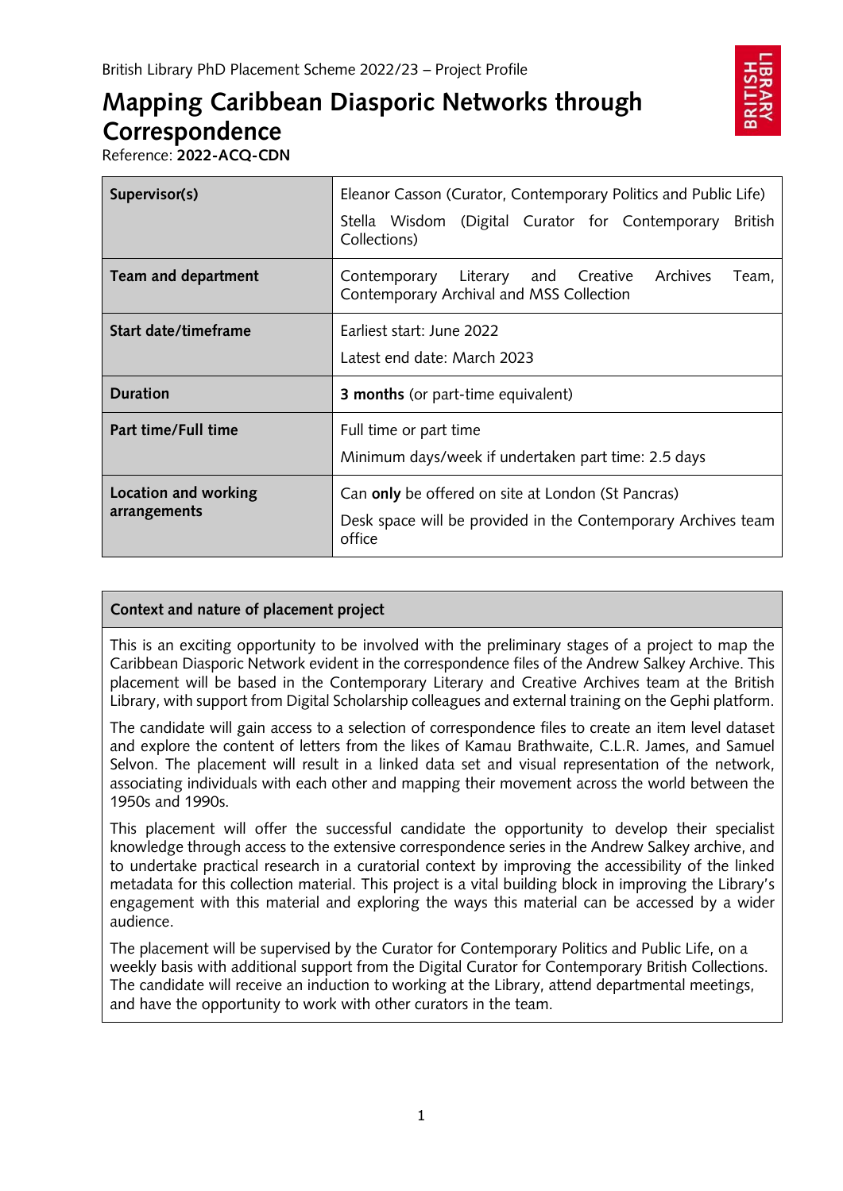British Library PhD Placement Scheme 2022/23 – Project Profile

# Mapping Caribbean Diasporic Networks through Correspondence

Reference: **2022-ACQ-CDN**

| | |
|---|---|
| **Supervisor(s)** | Eleanor Casson (Curator, Contemporary Politics and Public Life)<br>Stella Wisdom (Digital Curator for Contemporary British Collections) |
| **Team and department** | Contemporary Literary and Creative Archives Team, Contemporary Archival and MSS Collection |
| **Start date/timeframe** | Earliest start: June 2022<br>Latest end date: March 2023 |
| **Duration** | **3 months** (or part-time equivalent) |
| **Part time/Full time** | Full time or part time<br>Minimum days/week if undertaken part time: 2.5 days |
| **Location and working arrangements** | Can **only** be offered on site at London (St Pancras)<br>Desk space will be provided in the Contemporary Archives team office |

## Context and nature of placement project

This is an exciting opportunity to be involved with the preliminary stages of a project to map the Caribbean Diasporic Network evident in the correspondence files of the Andrew Salkey Archive. This placement will be based in the Contemporary Literary and Creative Archives team at the British Library, with support from Digital Scholarship colleagues and external training on the Gephi platform.

The candidate will gain access to a selection of correspondence files to create an item level dataset and explore the content of letters from the likes of Kamau Brathwaite, C.L.R. James, and Samuel Selvon. The placement will result in a linked data set and visual representation of the network, associating individuals with each other and mapping their movement across the world between the 1950s and 1990s.

This placement will offer the successful candidate the opportunity to develop their specialist knowledge through access to the extensive correspondence series in the Andrew Salkey archive, and to undertake practical research in a curatorial context by improving the accessibility of the linked metadata for this collection material. This project is a vital building block in improving the Library's engagement with this material and exploring the ways this material can be accessed by a wider audience.

The placement will be supervised by the Curator for Contemporary Politics and Public Life, on a weekly basis with additional support from the Digital Curator for Contemporary British Collections. The candidate will receive an induction to working at the Library, attend departmental meetings, and have the opportunity to work with other curators in the team.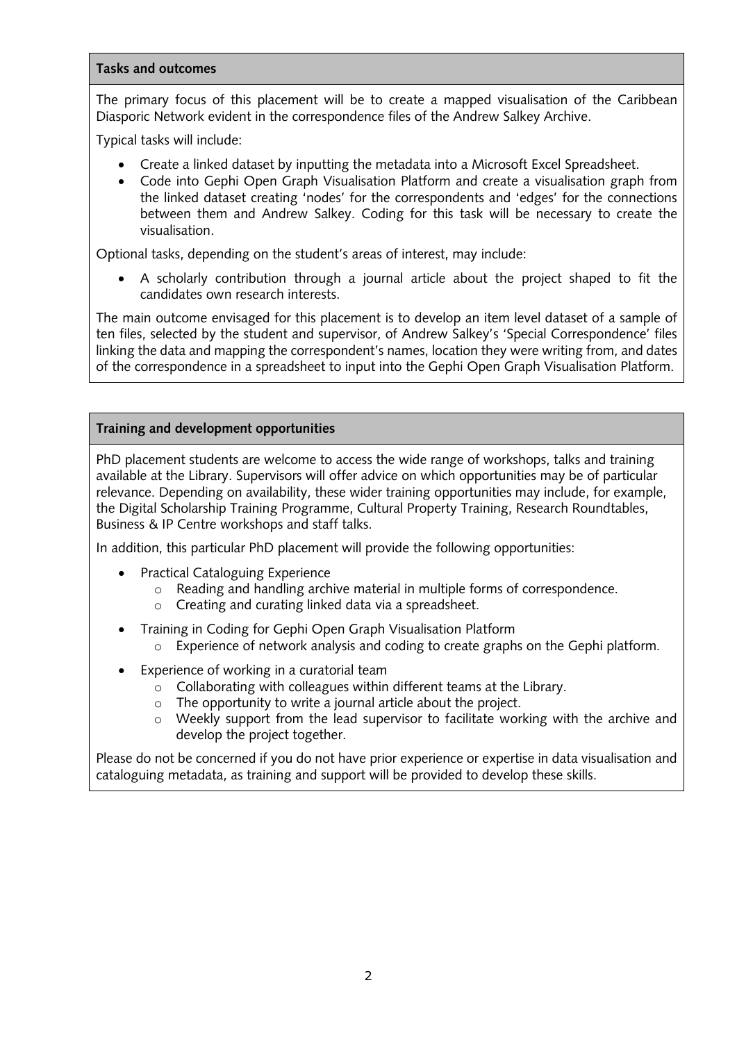## Tasks and outcomes

The primary focus of this placement will be to create a mapped visualisation of the Caribbean Diasporic Network evident in the correspondence files of the Andrew Salkey Archive.

Typical tasks will include:

- Create a linked dataset by inputting the metadata into a Microsoft Excel Spreadsheet.
- Code into Gephi Open Graph Visualisation Platform and create a visualisation graph from the linked dataset creating 'nodes' for the correspondents and 'edges' for the connections between them and Andrew Salkey. Coding for this task will be necessary to create the visualisation.

Optional tasks, depending on the student's areas of interest, may include:

- A scholarly contribution through a journal article about the project shaped to fit the candidates own research interests.

The main outcome envisaged for this placement is to develop an item level dataset of a sample of ten files, selected by the student and supervisor, of Andrew Salkey's 'Special Correspondence' files linking the data and mapping the correspondent's names, location they were writing from, and dates of the correspondence in a spreadsheet to input into the Gephi Open Graph Visualisation Platform.

## Training and development opportunities

PhD placement students are welcome to access the wide range of workshops, talks and training available at the Library. Supervisors will offer advice on which opportunities may be of particular relevance. Depending on availability, these wider training opportunities may include, for example, the Digital Scholarship Training Programme, Cultural Property Training, Research Roundtables, Business & IP Centre workshops and staff talks.

In addition, this particular PhD placement will provide the following opportunities:

- Practical Cataloguing Experience
  - Reading and handling archive material in multiple forms of correspondence.
  - Creating and curating linked data via a spreadsheet.
- Training in Coding for Gephi Open Graph Visualisation Platform
  - Experience of network analysis and coding to create graphs on the Gephi platform.
- Experience of working in a curatorial team
  - Collaborating with colleagues within different teams at the Library.
  - The opportunity to write a journal article about the project.
  - Weekly support from the lead supervisor to facilitate working with the archive and develop the project together.

Please do not be concerned if you do not have prior experience or expertise in data visualisation and cataloguing metadata, as training and support will be provided to develop these skills.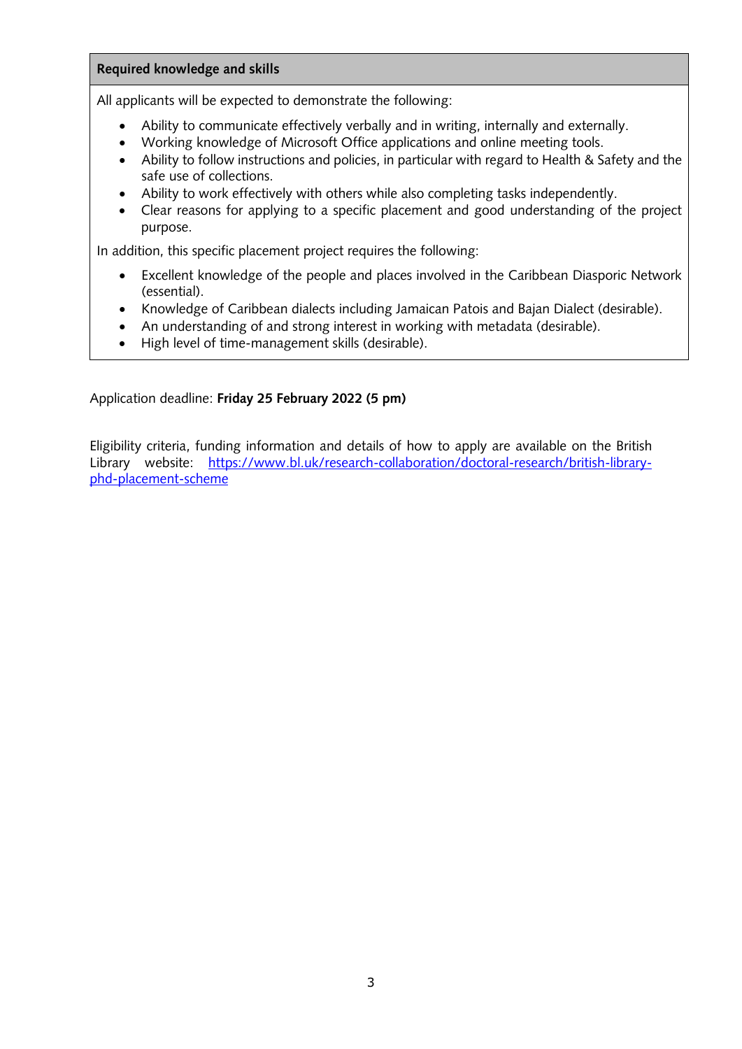### Required knowledge and skills

All applicants will be expected to demonstrate the following:

- Ability to communicate effectively verbally and in writing, internally and externally.
- Working knowledge of Microsoft Office applications and online meeting tools.
- Ability to follow instructions and policies, in particular with regard to Health & Safety and the safe use of collections.
- Ability to work effectively with others while also completing tasks independently.
- Clear reasons for applying to a specific placement and good understanding of the project purpose.

In addition, this specific placement project requires the following:

- Excellent knowledge of the people and places involved in the Caribbean Diasporic Network (essential).
- Knowledge of Caribbean dialects including Jamaican Patois and Bajan Dialect (desirable).
- An understanding of and strong interest in working with metadata (desirable).
- High level of time-management skills (desirable).

Application deadline: **Friday 25 February 2022 (5 pm)**

Eligibility criteria, funding information and details of how to apply are available on the British Library website: [https://www.bl.uk/research-collaboration/doctoral-research/british-library-phd-placement-scheme](https://www.bl.uk/research-collaboration/doctoral-research/british-library-phd-placement-scheme)